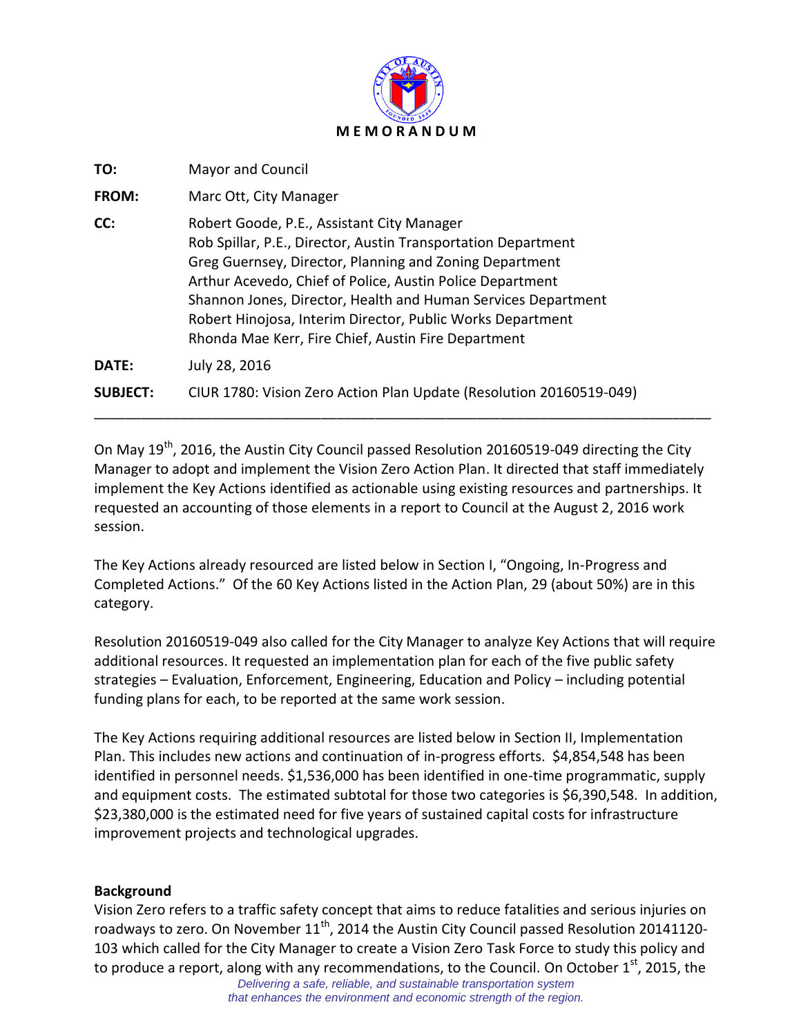# MEMORANDUM

**TO:** Mayor and Council

**FROM:** Marc Ott, City Manager

**CC:** Robert Goode, P.E., Assistant City Manager
Rob Spillar, P.E., Director, Austin Transportation Department
Greg Guernsey, Director, Planning and Zoning Department
Arthur Acevedo, Chief of Police, Austin Police Department
Shannon Jones, Director, Health and Human Services Department
Robert Hinojosa, Interim Director, Public Works Department
Rhonda Mae Kerr, Fire Chief, Austin Fire Department

**DATE:** July 28, 2016

**SUBJECT:** CIUR 1780: Vision Zero Action Plan Update (Resolution 20160519-049)

---

On May 19th, 2016, the Austin City Council passed Resolution 20160519-049 directing the City Manager to adopt and implement the Vision Zero Action Plan. It directed that staff immediately implement the Key Actions identified as actionable using existing resources and partnerships. It requested an accounting of those elements in a report to Council at the August 2, 2016 work session.

The Key Actions already resourced are listed below in Section I, "Ongoing, In-Progress and Completed Actions." Of the 60 Key Actions listed in the Action Plan, 29 (about 50%) are in this category.

Resolution 20160519-049 also called for the City Manager to analyze Key Actions that will require additional resources. It requested an implementation plan for each of the five public safety strategies – Evaluation, Enforcement, Engineering, Education and Policy – including potential funding plans for each, to be reported at the same work session.

The Key Actions requiring additional resources are listed below in Section II, Implementation Plan. This includes new actions and continuation of in-progress efforts. $4,854,548 has been identified in personnel needs. $1,536,000 has been identified in one-time programmatic, supply and equipment costs. The estimated subtotal for those two categories is $6,390,548. In addition, $23,380,000 is the estimated need for five years of sustained capital costs for infrastructure improvement projects and technological upgrades.

**Background**

Vision Zero refers to a traffic safety concept that aims to reduce fatalities and serious injuries on roadways to zero. On November 11th, 2014 the Austin City Council passed Resolution 20141120-103 which called for the City Manager to create a Vision Zero Task Force to study this policy and to produce a report, along with any recommendations, to the Council. On October 1st, 2015, the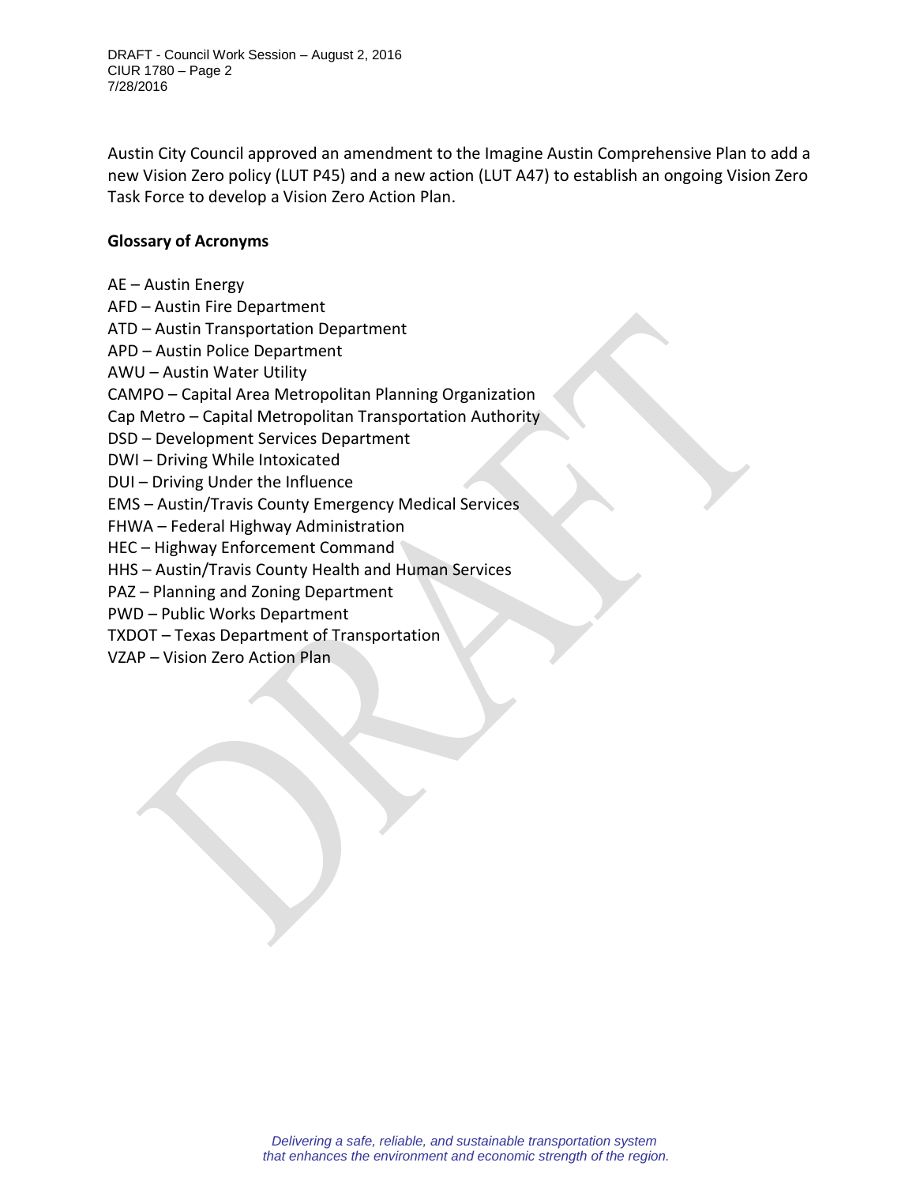Austin City Council approved an amendment to the Imagine Austin Comprehensive Plan to add a new Vision Zero policy (LUT P45) and a new action (LUT A47) to establish an ongoing Vision Zero Task Force to develop a Vision Zero Action Plan.

**Glossary of Acronyms**

AE – Austin Energy
AFD – Austin Fire Department
ATD – Austin Transportation Department
APD – Austin Police Department
AWU – Austin Water Utility
CAMPO – Capital Area Metropolitan Planning Organization
Cap Metro – Capital Metropolitan Transportation Authority
DSD – Development Services Department
DWI – Driving While Intoxicated
DUI – Driving Under the Influence
EMS – Austin/Travis County Emergency Medical Services
FHWA – Federal Highway Administration
HEC – Highway Enforcement Command
HHS – Austin/Travis County Health and Human Services
PAZ – Planning and Zoning Department
PWD – Public Works Department
TXDOT – Texas Department of Transportation
VZAP – Vision Zero Action Plan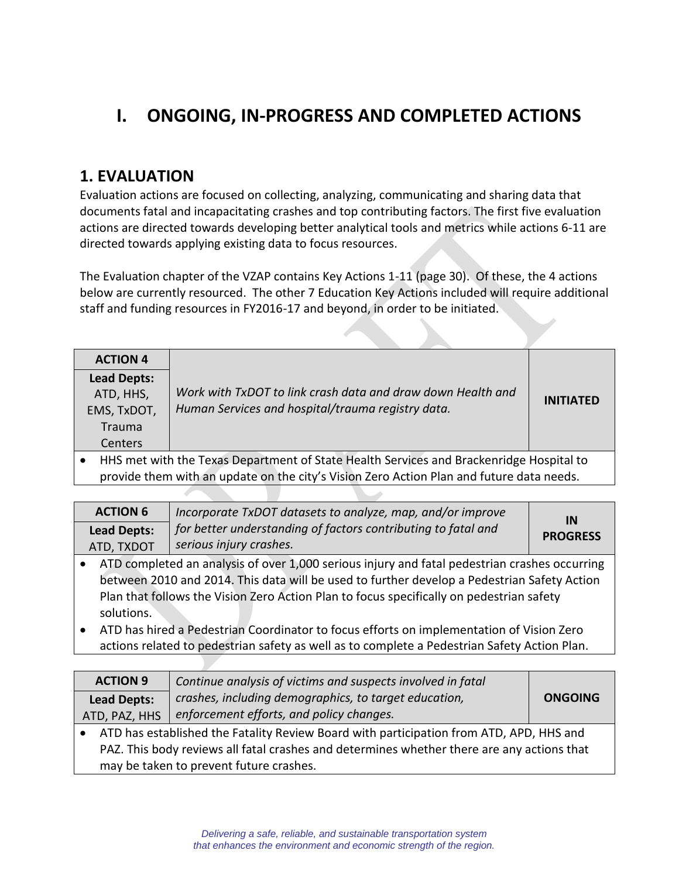# I. ONGOING, IN-PROGRESS AND COMPLETED ACTIONS

## 1. EVALUATION

Evaluation actions are focused on collecting, analyzing, communicating and sharing data that documents fatal and incapacitating crashes and top contributing factors. The first five evaluation actions are directed towards developing better analytical tools and metrics while actions 6-11 are directed towards applying existing data to focus resources.

The Evaluation chapter of the VZAP contains Key Actions 1-11 (page 30). Of these, the 4 actions below are currently resourced. The other 7 Education Key Actions included will require additional staff and funding resources in FY2016-17 and beyond, in order to be initiated.

| **ACTION 4** | | |
|---|---|---|
| **Lead Depts:** ATD, HHS, EMS, TxDOT, Trauma Centers | *Work with TxDOT to link crash data and draw down Health and Human Services and hospital/trauma registry data.* | **INITIATED** |

- HHS met with the Texas Department of State Health Services and Brackenridge Hospital to provide them with an update on the city's Vision Zero Action Plan and future data needs.

| **ACTION 6** | *Incorporate TxDOT datasets to analyze, map, and/or improve for better understanding of factors contributing to fatal and serious injury crashes.* | **IN PROGRESS** |
|---|---|---|
| **Lead Depts:** ATD, TXDOT | | |

- ATD completed an analysis of over 1,000 serious injury and fatal pedestrian crashes occurring between 2010 and 2014. This data will be used to further develop a Pedestrian Safety Action Plan that follows the Vision Zero Action Plan to focus specifically on pedestrian safety solutions.
- ATD has hired a Pedestrian Coordinator to focus efforts on implementation of Vision Zero actions related to pedestrian safety as well as to complete a Pedestrian Safety Action Plan.

| **ACTION 9** | *Continue analysis of victims and suspects involved in fatal crashes, including demographics, to target education, enforcement efforts, and policy changes.* | **ONGOING** |
|---|---|---|
| **Lead Depts:** ATD, PAZ, HHS | | |

- ATD has established the Fatality Review Board with participation from ATD, APD, HHS and PAZ. This body reviews all fatal crashes and determines whether there are any actions that may be taken to prevent future crashes.

*Delivering a safe, reliable, and sustainable transportation system that enhances the environment and economic strength of the region.*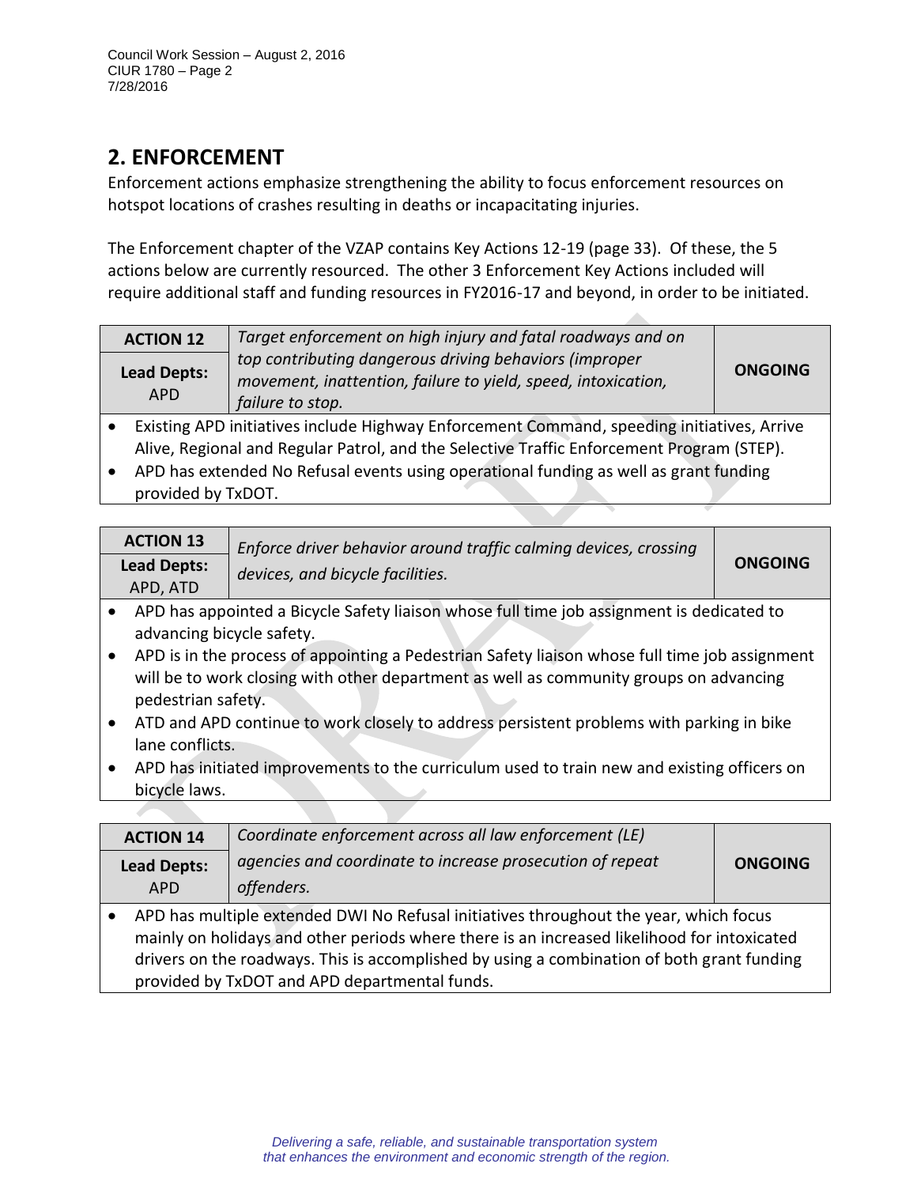## 2. ENFORCEMENT

Enforcement actions emphasize strengthening the ability to focus enforcement resources on hotspot locations of crashes resulting in deaths or incapacitating injuries.

The Enforcement chapter of the VZAP contains Key Actions 12-19 (page 33). Of these, the 5 actions below are currently resourced. The other 3 Enforcement Key Actions included will require additional staff and funding resources in FY2016-17 and beyond, in order to be initiated.

| **ACTION 12** | *Target enforcement on high injury and fatal roadways and on top contributing dangerous driving behaviors (improper movement, inattention, failure to yield, speed, intoxication, failure to stop.* | **ONGOING** |
|---|---|---|
| **Lead Depts:** APD | | |

- Existing APD initiatives include Highway Enforcement Command, speeding initiatives, Arrive Alive, Regional and Regular Patrol, and the Selective Traffic Enforcement Program (STEP).
- APD has extended No Refusal events using operational funding as well as grant funding provided by TxDOT.

| **ACTION 13** | *Enforce driver behavior around traffic calming devices, crossing devices, and bicycle facilities.* | **ONGOING** |
|---|---|---|
| **Lead Depts:** APD, ATD | | |

- APD has appointed a Bicycle Safety liaison whose full time job assignment is dedicated to advancing bicycle safety.
- APD is in the process of appointing a Pedestrian Safety liaison whose full time job assignment will be to work closing with other department as well as community groups on advancing pedestrian safety.
- ATD and APD continue to work closely to address persistent problems with parking in bike lane conflicts.
- APD has initiated improvements to the curriculum used to train new and existing officers on bicycle laws.

| **ACTION 14** | *Coordinate enforcement across all law enforcement (LE) agencies and coordinate to increase prosecution of repeat offenders.* | **ONGOING** |
|---|---|---|
| **Lead Depts:** APD | | |

- APD has multiple extended DWI No Refusal initiatives throughout the year, which focus mainly on holidays and other periods where there is an increased likelihood for intoxicated drivers on the roadways. This is accomplished by using a combination of both grant funding provided by TxDOT and APD departmental funds.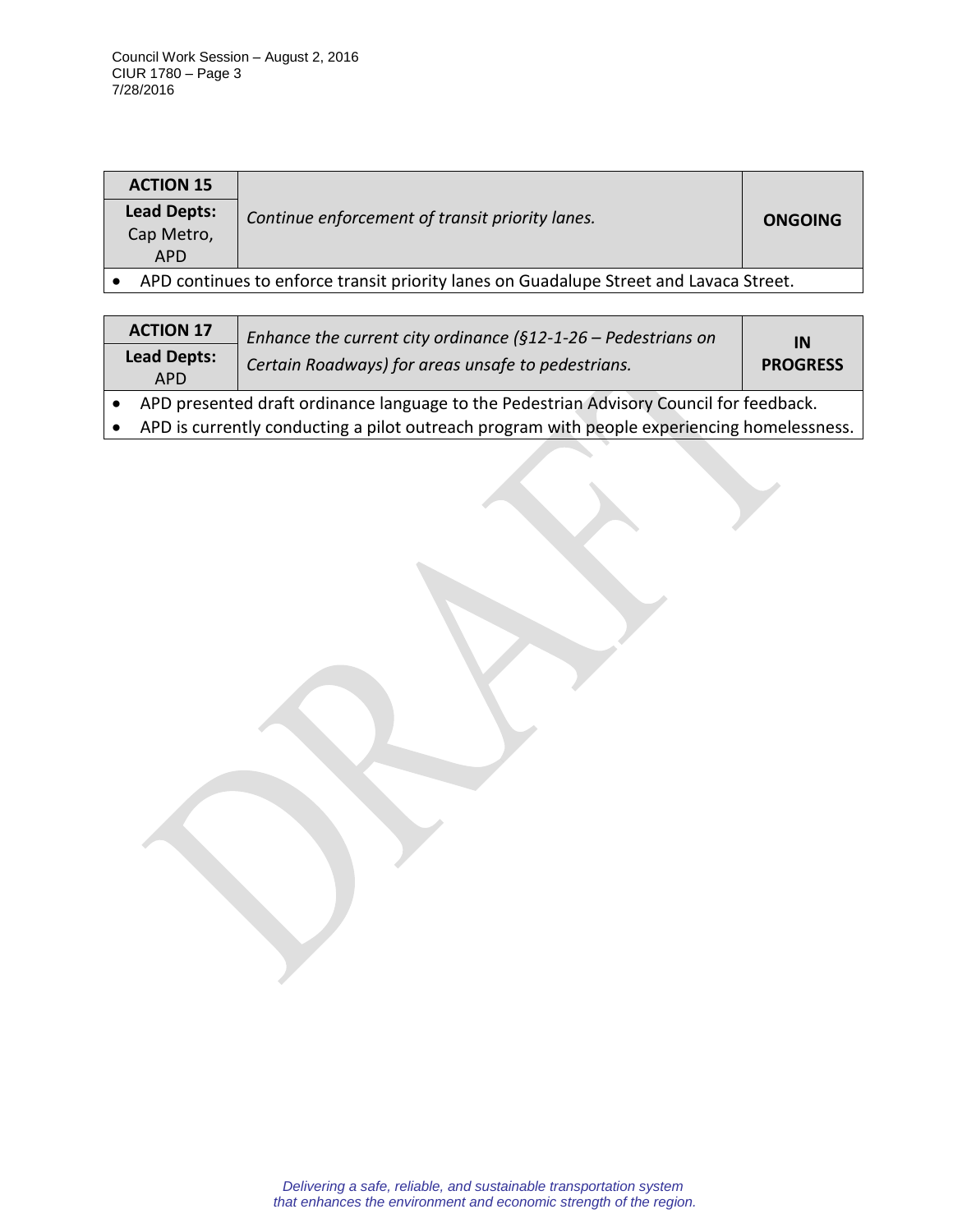| ACTION 15 | | |
|---|---|---|
| **Lead Depts:** Cap Metro, APD | *Continue enforcement of transit priority lanes.* | **ONGOING** |

- APD continues to enforce transit priority lanes on Guadalupe Street and Lavaca Street.

| ACTION 17 | | |
|---|---|---|
| **Lead Depts:** APD | *Enhance the current city ordinance (§12-1-26 – Pedestrians on Certain Roadways) for areas unsafe to pedestrians.* | **IN PROGRESS** |

- APD presented draft ordinance language to the Pedestrian Advisory Council for feedback.
- APD is currently conducting a pilot outreach program with people experiencing homelessness.

*Delivering a safe, reliable, and sustainable transportation system that enhances the environment and economic strength of the region.*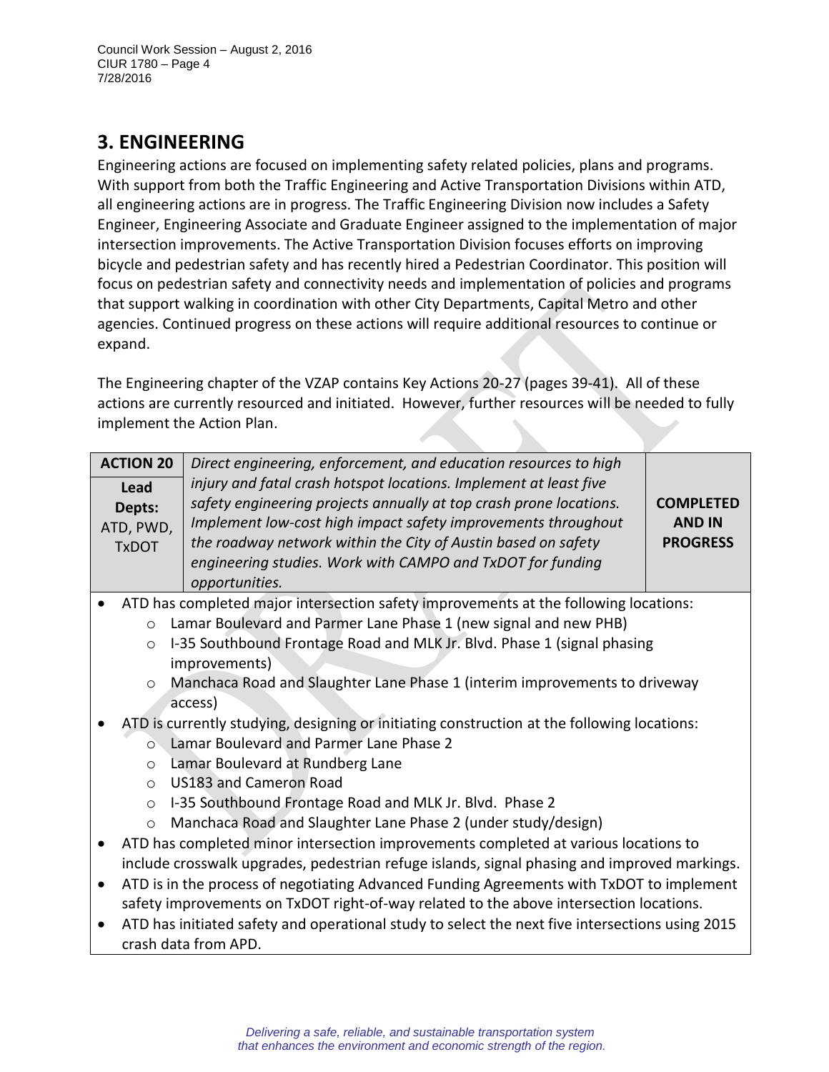## 3. ENGINEERING

Engineering actions are focused on implementing safety related policies, plans and programs. With support from both the Traffic Engineering and Active Transportation Divisions within ATD, all engineering actions are in progress. The Traffic Engineering Division now includes a Safety Engineer, Engineering Associate and Graduate Engineer assigned to the implementation of major intersection improvements. The Active Transportation Division focuses efforts on improving bicycle and pedestrian safety and has recently hired a Pedestrian Coordinator. This position will focus on pedestrian safety and connectivity needs and implementation of policies and programs that support walking in coordination with other City Departments, Capital Metro and other agencies. Continued progress on these actions will require additional resources to continue or expand.

The Engineering chapter of the VZAP contains Key Actions 20-27 (pages 39-41). All of these actions are currently resourced and initiated. However, further resources will be needed to fully implement the Action Plan.

| **ACTION 20** | *Direct engineering, enforcement, and education resources to high injury and fatal crash hotspot locations. Implement at least five safety engineering projects annually at top crash prone locations. Implement low-cost high impact safety improvements throughout the roadway network within the City of Austin based on safety engineering studies. Work with CAMPO and TxDOT for funding opportunities.* | **COMPLETED AND IN PROGRESS** |
|---|---|---|
| **Lead Depts:** ATD, PWD, TxDOT | | |

- ATD has completed major intersection safety improvements at the following locations:
  - Lamar Boulevard and Parmer Lane Phase 1 (new signal and new PHB)
  - I-35 Southbound Frontage Road and MLK Jr. Blvd. Phase 1 (signal phasing improvements)
  - Manchaca Road and Slaughter Lane Phase 1 (interim improvements to driveway access)
- ATD is currently studying, designing or initiating construction at the following locations:
  - Lamar Boulevard and Parmer Lane Phase 2
  - Lamar Boulevard at Rundberg Lane
  - US183 and Cameron Road
  - I-35 Southbound Frontage Road and MLK Jr. Blvd. Phase 2
  - Manchaca Road and Slaughter Lane Phase 2 (under study/design)
- ATD has completed minor intersection improvements completed at various locations to include crosswalk upgrades, pedestrian refuge islands, signal phasing and improved markings.
- ATD is in the process of negotiating Advanced Funding Agreements with TxDOT to implement safety improvements on TxDOT right-of-way related to the above intersection locations.
- ATD has initiated safety and operational study to select the next five intersections using 2015 crash data from APD.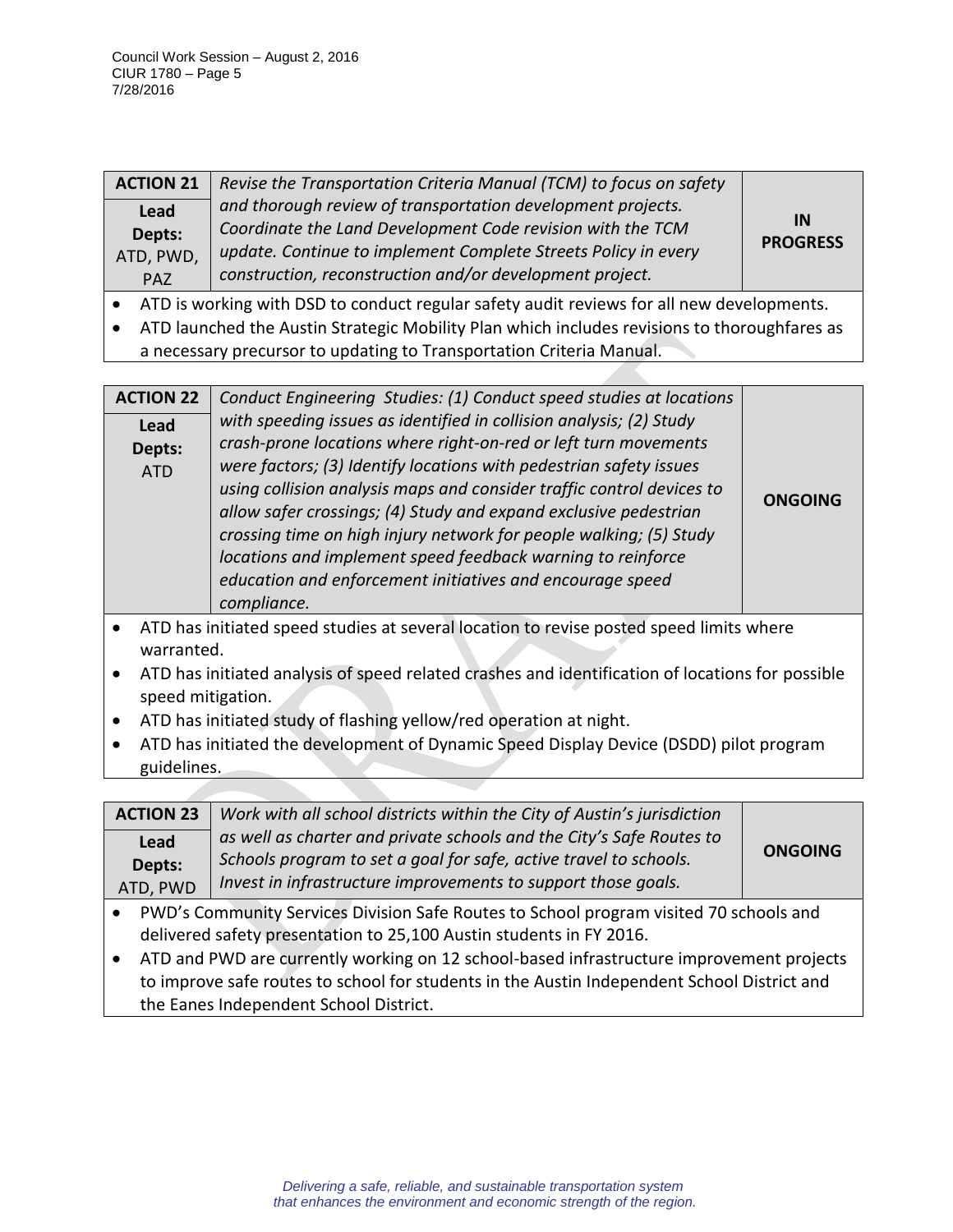| ACTION 21 | *Revise the Transportation Criteria Manual (TCM) to focus on safety and thorough review of transportation development projects. Coordinate the Land Development Code revision with the TCM update. Continue to implement Complete Streets Policy in every construction, reconstruction and/or development project.* | **IN PROGRESS** |
|---|---|---|
| **Lead Depts:** ATD, PWD, PAZ | | |

- ATD is working with DSD to conduct regular safety audit reviews for all new developments.
- ATD launched the Austin Strategic Mobility Plan which includes revisions to thoroughfares as a necessary precursor to updating to Transportation Criteria Manual.

| ACTION 22 | *Conduct Engineering Studies: (1) Conduct speed studies at locations with speeding issues as identified in collision analysis; (2) Study crash-prone locations where right-on-red or left turn movements were factors; (3) Identify locations with pedestrian safety issues using collision analysis maps and consider traffic control devices to allow safer crossings; (4) Study and expand exclusive pedestrian crossing time on high injury network for people walking; (5) Study locations and implement speed feedback warning to reinforce education and enforcement initiatives and encourage speed compliance.* | **ONGOING** |
|---|---|---|
| **Lead Depts:** ATD | | |

- ATD has initiated speed studies at several location to revise posted speed limits where warranted.
- ATD has initiated analysis of speed related crashes and identification of locations for possible speed mitigation.
- ATD has initiated study of flashing yellow/red operation at night.
- ATD has initiated the development of Dynamic Speed Display Device (DSDD) pilot program guidelines.

| ACTION 23 | *Work with all school districts within the City of Austin's jurisdiction as well as charter and private schools and the City's Safe Routes to Schools program to set a goal for safe, active travel to schools. Invest in infrastructure improvements to support those goals.* | **ONGOING** |
|---|---|---|
| **Lead Depts:** ATD, PWD | | |

- PWD's Community Services Division Safe Routes to School program visited 70 schools and delivered safety presentation to 25,100 Austin students in FY 2016.
- ATD and PWD are currently working on 12 school-based infrastructure improvement projects to improve safe routes to school for students in the Austin Independent School District and the Eanes Independent School District.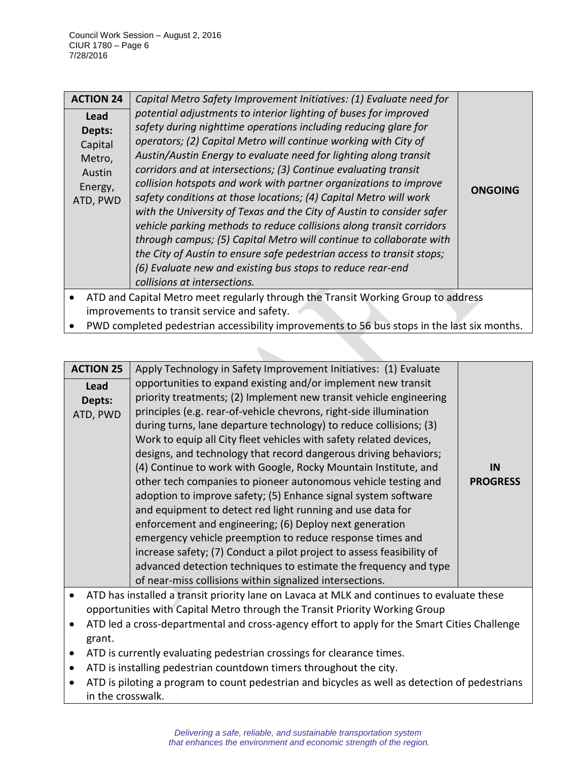| **ACTION 24** | *Capital Metro Safety Improvement Initiatives: (1) Evaluate need for potential adjustments to interior lighting of buses for improved safety during nighttime operations including reducing glare for operators; (2) Capital Metro will continue working with City of Austin/Austin Energy to evaluate need for lighting along transit corridors and at intersections; (3) Continue evaluating transit collision hotspots and work with partner organizations to improve safety conditions at those locations; (4) Capital Metro will work with the University of Texas and the City of Austin to consider safer vehicle parking methods to reduce collisions along transit corridors through campus; (5) Capital Metro will continue to collaborate with the City of Austin to ensure safe pedestrian access to transit stops; (6) Evaluate new and existing bus stops to reduce rear-end collisions at intersections.* | **ONGOING** |
|---|---|---|
| **Lead Depts:** Capital Metro, Austin Energy, ATD, PWD | | |

- ATD and Capital Metro meet regularly through the Transit Working Group to address improvements to transit service and safety.
- PWD completed pedestrian accessibility improvements to 56 bus stops in the last six months.

| **ACTION 25** | Apply Technology in Safety Improvement Initiatives: (1) Evaluate opportunities to expand existing and/or implement new transit priority treatments; (2) Implement new transit vehicle engineering principles (e.g. rear-of-vehicle chevrons, right-side illumination during turns, lane departure technology) to reduce collisions; (3) Work to equip all City fleet vehicles with safety related devices, designs, and technology that record dangerous driving behaviors; (4) Continue to work with Google, Rocky Mountain Institute, and other tech companies to pioneer autonomous vehicle testing and adoption to improve safety; (5) Enhance signal system software and equipment to detect red light running and use data for enforcement and engineering; (6) Deploy next generation emergency vehicle preemption to reduce response times and increase safety; (7) Conduct a pilot project to assess feasibility of advanced detection techniques to estimate the frequency and type of near-miss collisions within signalized intersections. | **IN PROGRESS** |
|---|---|---|
| **Lead Depts:** ATD, PWD | | |

- ATD has installed a transit priority lane on Lavaca at MLK and continues to evaluate these opportunities with Capital Metro through the Transit Priority Working Group
- ATD led a cross-departmental and cross-agency effort to apply for the Smart Cities Challenge grant.
- ATD is currently evaluating pedestrian crossings for clearance times.
- ATD is installing pedestrian countdown timers throughout the city.
- ATD is piloting a program to count pedestrian and bicycles as well as detection of pedestrians in the crosswalk.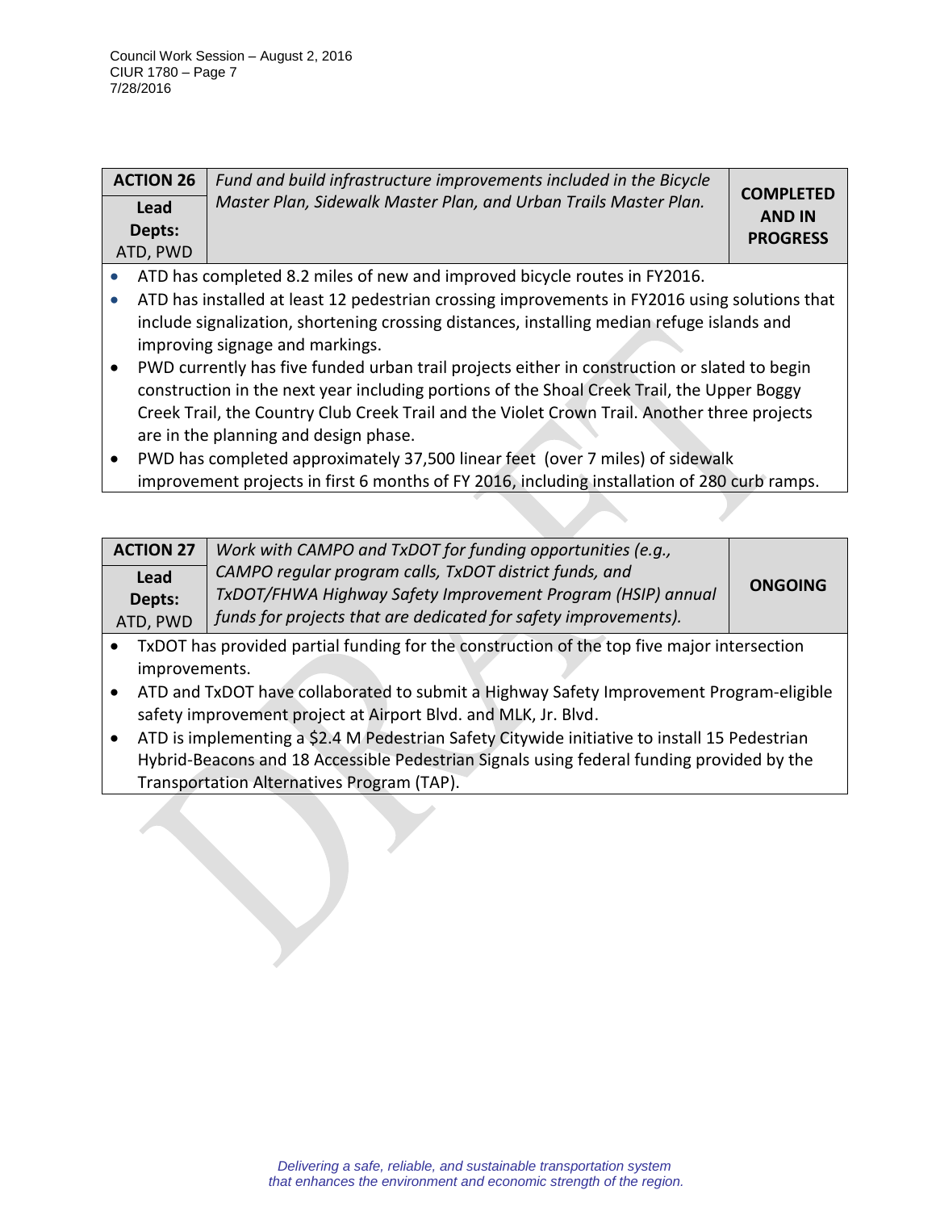| ACTION 26 | *Fund and build infrastructure improvements included in the Bicycle Master Plan, Sidewalk Master Plan, and Urban Trails Master Plan.* | **COMPLETED AND IN PROGRESS** |
|---|---|---|
| **Lead Depts:** ATD, PWD | | |

- ATD has completed 8.2 miles of new and improved bicycle routes in FY2016.
- ATD has installed at least 12 pedestrian crossing improvements in FY2016 using solutions that include signalization, shortening crossing distances, installing median refuge islands and improving signage and markings.
- PWD currently has five funded urban trail projects either in construction or slated to begin construction in the next year including portions of the Shoal Creek Trail, the Upper Boggy Creek Trail, the Country Club Creek Trail and the Violet Crown Trail. Another three projects are in the planning and design phase.
- PWD has completed approximately 37,500 linear feet (over 7 miles) of sidewalk improvement projects in first 6 months of FY 2016, including installation of 280 curb ramps.

| ACTION 27 | *Work with CAMPO and TxDOT for funding opportunities (e.g., CAMPO regular program calls, TxDOT district funds, and TxDOT/FHWA Highway Safety Improvement Program (HSIP) annual funds for projects that are dedicated for safety improvements).* | **ONGOING** |
|---|---|---|
| **Lead Depts:** ATD, PWD | | |

- TxDOT has provided partial funding for the construction of the top five major intersection improvements.
- ATD and TxDOT have collaborated to submit a Highway Safety Improvement Program-eligible safety improvement project at Airport Blvd. and MLK, Jr. Blvd.
- ATD is implementing a $2.4 M Pedestrian Safety Citywide initiative to install 15 Pedestrian Hybrid-Beacons and 18 Accessible Pedestrian Signals using federal funding provided by the Transportation Alternatives Program (TAP).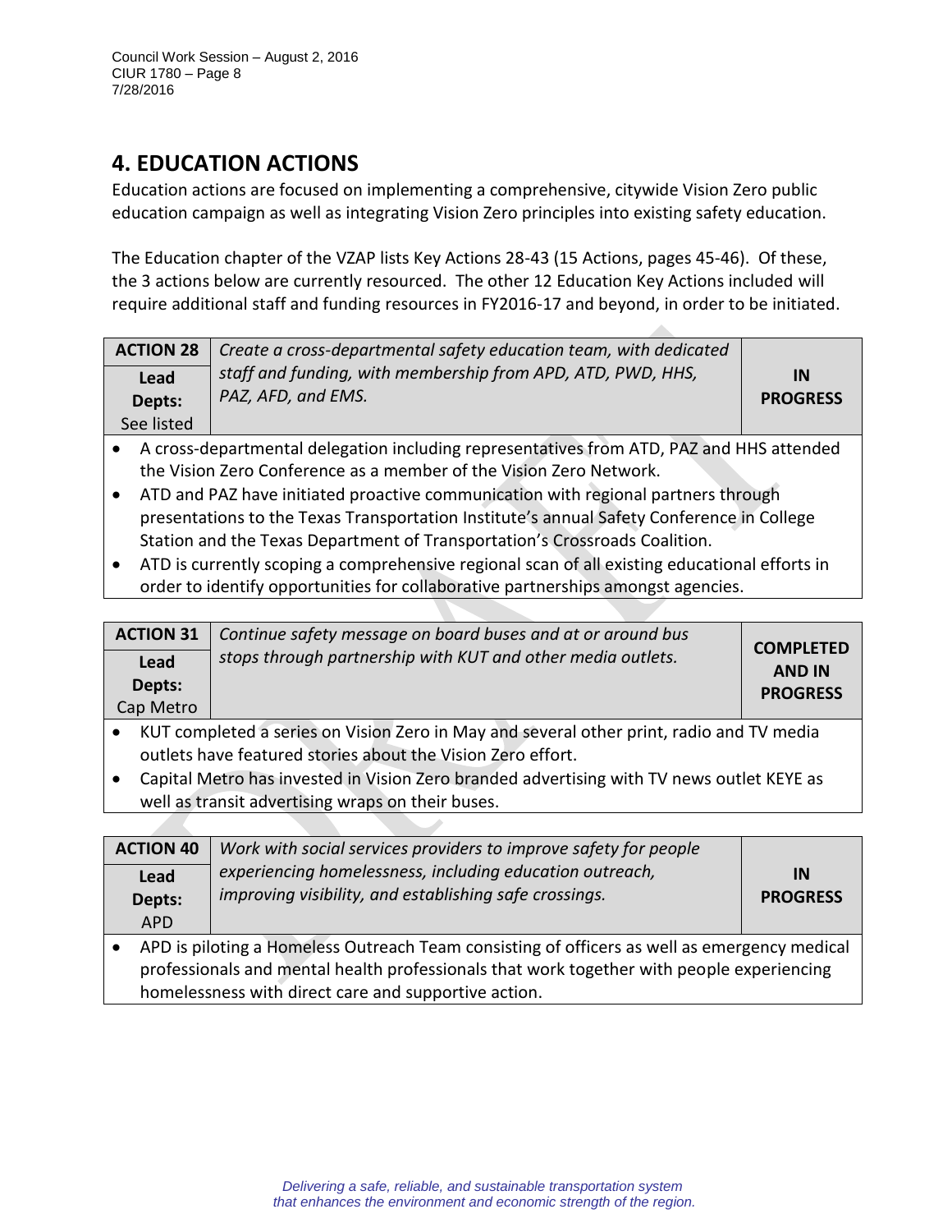## 4. EDUCATION ACTIONS

Education actions are focused on implementing a comprehensive, citywide Vision Zero public education campaign as well as integrating Vision Zero principles into existing safety education.

The Education chapter of the VZAP lists Key Actions 28-43 (15 Actions, pages 45-46). Of these, the 3 actions below are currently resourced. The other 12 Education Key Actions included will require additional staff and funding resources in FY2016-17 and beyond, in order to be initiated.

| **ACTION 28** | *Create a cross-departmental safety education team, with dedicated staff and funding, with membership from APD, ATD, PWD, HHS, PAZ, AFD, and EMS.* | **IN PROGRESS** |
|---|---|---|
| **Lead Depts:** See listed | | |

- A cross-departmental delegation including representatives from ATD, PAZ and HHS attended the Vision Zero Conference as a member of the Vision Zero Network.
- ATD and PAZ have initiated proactive communication with regional partners through presentations to the Texas Transportation Institute's annual Safety Conference in College Station and the Texas Department of Transportation's Crossroads Coalition.
- ATD is currently scoping a comprehensive regional scan of all existing educational efforts in order to identify opportunities for collaborative partnerships amongst agencies.

| **ACTION 31** | *Continue safety message on board buses and at or around bus stops through partnership with KUT and other media outlets.* | **COMPLETED AND IN PROGRESS** |
|---|---|---|
| **Lead Depts:** Cap Metro | | |

- KUT completed a series on Vision Zero in May and several other print, radio and TV media outlets have featured stories about the Vision Zero effort.
- Capital Metro has invested in Vision Zero branded advertising with TV news outlet KEYE as well as transit advertising wraps on their buses.

| **ACTION 40** | *Work with social services providers to improve safety for people experiencing homelessness, including education outreach, improving visibility, and establishing safe crossings.* | **IN PROGRESS** |
|---|---|---|
| **Lead Depts:** APD | | |

- APD is piloting a Homeless Outreach Team consisting of officers as well as emergency medical professionals and mental health professionals that work together with people experiencing homelessness with direct care and supportive action.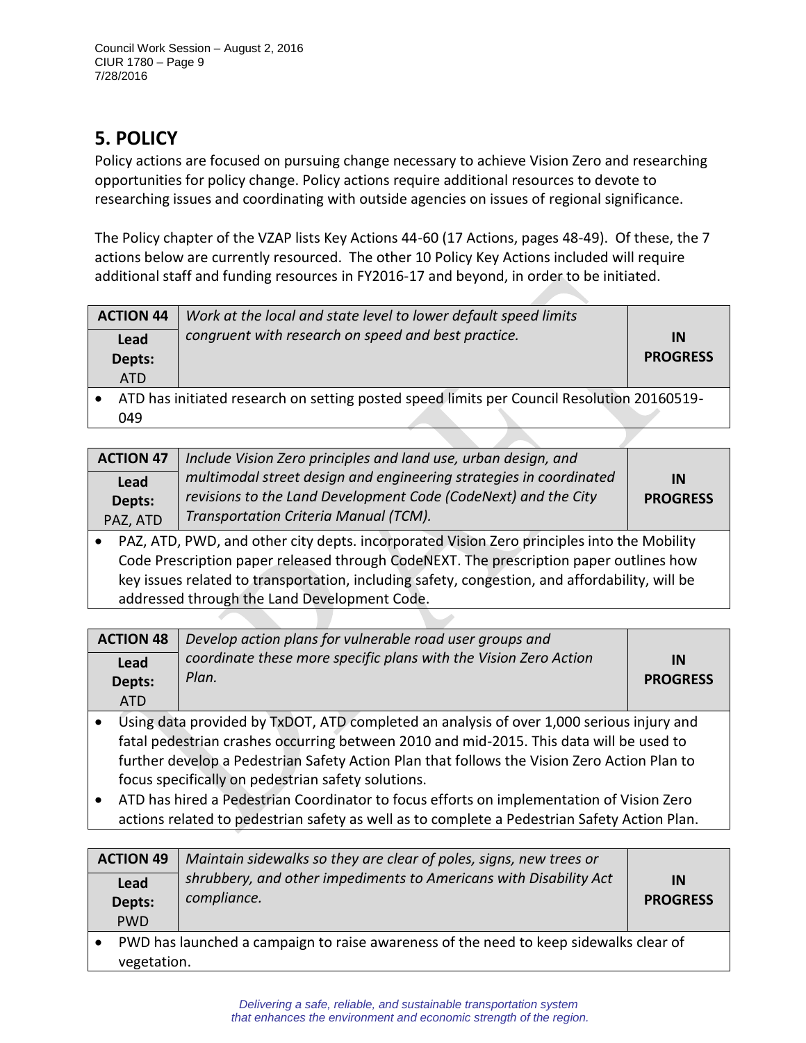## 5. POLICY

Policy actions are focused on pursuing change necessary to achieve Vision Zero and researching opportunities for policy change. Policy actions require additional resources to devote to researching issues and coordinating with outside agencies on issues of regional significance.

The Policy chapter of the VZAP lists Key Actions 44-60 (17 Actions, pages 48-49). Of these, the 7 actions below are currently resourced. The other 10 Policy Key Actions included will require additional staff and funding resources in FY2016-17 and beyond, in order to be initiated.

| **ACTION 44** | *Work at the local and state level to lower default speed limits congruent with research on speed and best practice.* | **IN PROGRESS** |
|---|---|---|
| **Lead Depts:** ATD | | |

- ATD has initiated research on setting posted speed limits per Council Resolution 20160519-049

| **ACTION 47** | *Include Vision Zero principles and land use, urban design, and multimodal street design and engineering strategies in coordinated revisions to the Land Development Code (CodeNext) and the City Transportation Criteria Manual (TCM).* | **IN PROGRESS** |
|---|---|---|
| **Lead Depts:** PAZ, ATD | | |

- PAZ, ATD, PWD, and other city depts. incorporated Vision Zero principles into the Mobility Code Prescription paper released through CodeNEXT. The prescription paper outlines how key issues related to transportation, including safety, congestion, and affordability, will be addressed through the Land Development Code.

| **ACTION 48** | *Develop action plans for vulnerable road user groups and coordinate these more specific plans with the Vision Zero Action Plan.* | **IN PROGRESS** |
|---|---|---|
| **Lead Depts:** ATD | | |

- Using data provided by TxDOT, ATD completed an analysis of over 1,000 serious injury and fatal pedestrian crashes occurring between 2010 and mid-2015. This data will be used to further develop a Pedestrian Safety Action Plan that follows the Vision Zero Action Plan to focus specifically on pedestrian safety solutions.
- ATD has hired a Pedestrian Coordinator to focus efforts on implementation of Vision Zero actions related to pedestrian safety as well as to complete a Pedestrian Safety Action Plan.

| **ACTION 49** | *Maintain sidewalks so they are clear of poles, signs, new trees or shrubbery, and other impediments to Americans with Disability Act compliance.* | **IN PROGRESS** |
|---|---|---|
| **Lead Depts:** PWD | | |

- PWD has launched a campaign to raise awareness of the need to keep sidewalks clear of vegetation.

*Delivering a safe, reliable, and sustainable transportation system that enhances the environment and economic strength of the region.*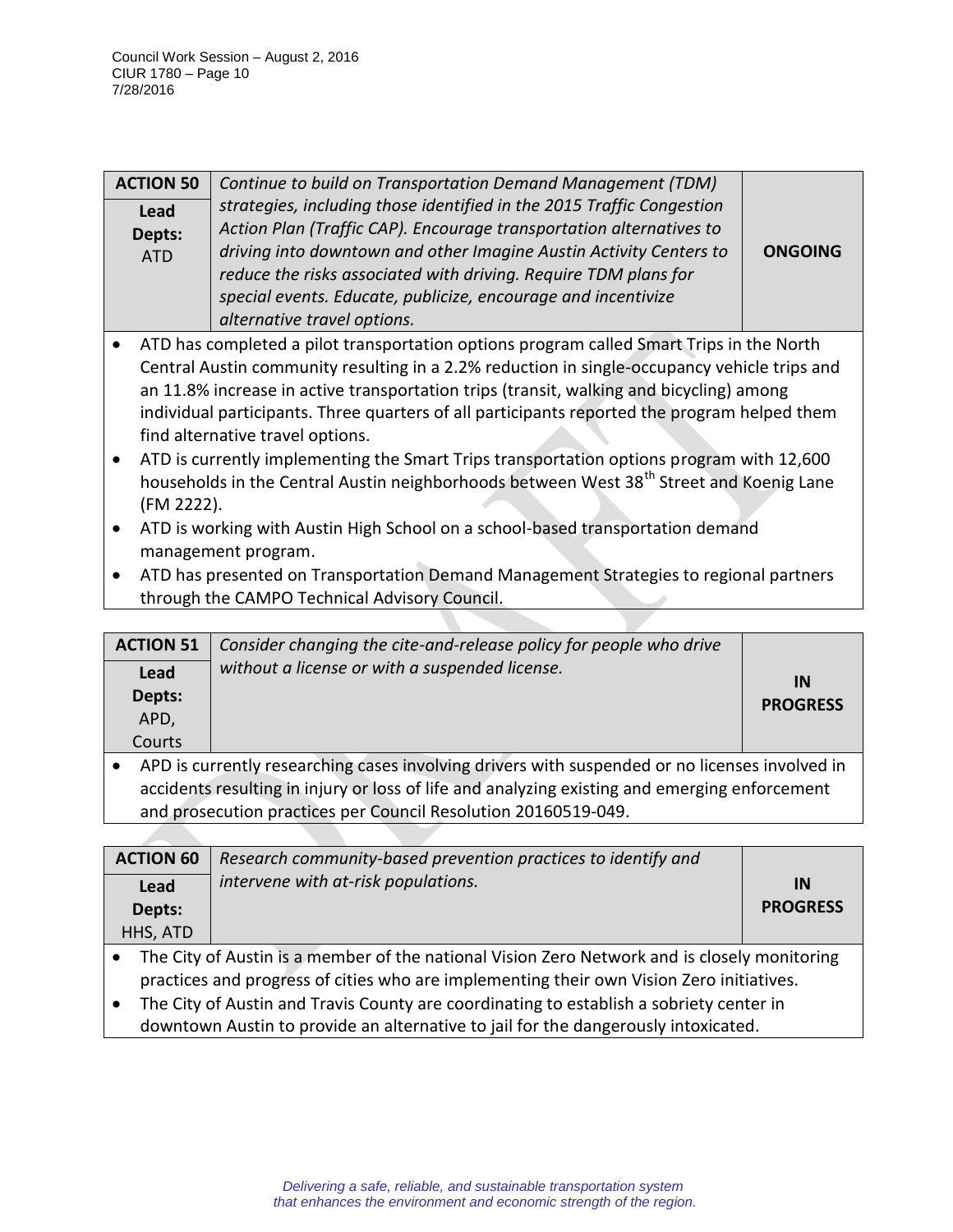| ACTION 50<br>**Lead Depts:** ATD | *Continue to build on Transportation Demand Management (TDM) strategies, including those identified in the 2015 Traffic Congestion Action Plan (Traffic CAP). Encourage transportation alternatives to driving into downtown and other Imagine Austin Activity Centers to reduce the risks associated with driving. Require TDM plans for special events. Educate, publicize, encourage and incentivize alternative travel options.* | **ONGOING** |
|---|---|---|

- ATD has completed a pilot transportation options program called Smart Trips in the North Central Austin community resulting in a 2.2% reduction in single-occupancy vehicle trips and an 11.8% increase in active transportation trips (transit, walking and bicycling) among individual participants. Three quarters of all participants reported the program helped them find alternative travel options.
- ATD is currently implementing the Smart Trips transportation options program with 12,600 households in the Central Austin neighborhoods between West 38th Street and Koenig Lane (FM 2222).
- ATD is working with Austin High School on a school-based transportation demand management program.
- ATD has presented on Transportation Demand Management Strategies to regional partners through the CAMPO Technical Advisory Council.

| ACTION 51<br>**Lead Depts:** APD, Courts | *Consider changing the cite-and-release policy for people who drive without a license or with a suspended license.* | **IN PROGRESS** |
|---|---|---|

- APD is currently researching cases involving drivers with suspended or no licenses involved in accidents resulting in injury or loss of life and analyzing existing and emerging enforcement and prosecution practices per Council Resolution 20160519-049.

| ACTION 60<br>**Lead Depts:** HHS, ATD | *Research community-based prevention practices to identify and intervene with at-risk populations.* | **IN PROGRESS** |
|---|---|---|

- The City of Austin is a member of the national Vision Zero Network and is closely monitoring practices and progress of cities who are implementing their own Vision Zero initiatives.
- The City of Austin and Travis County are coordinating to establish a sobriety center in downtown Austin to provide an alternative to jail for the dangerously intoxicated.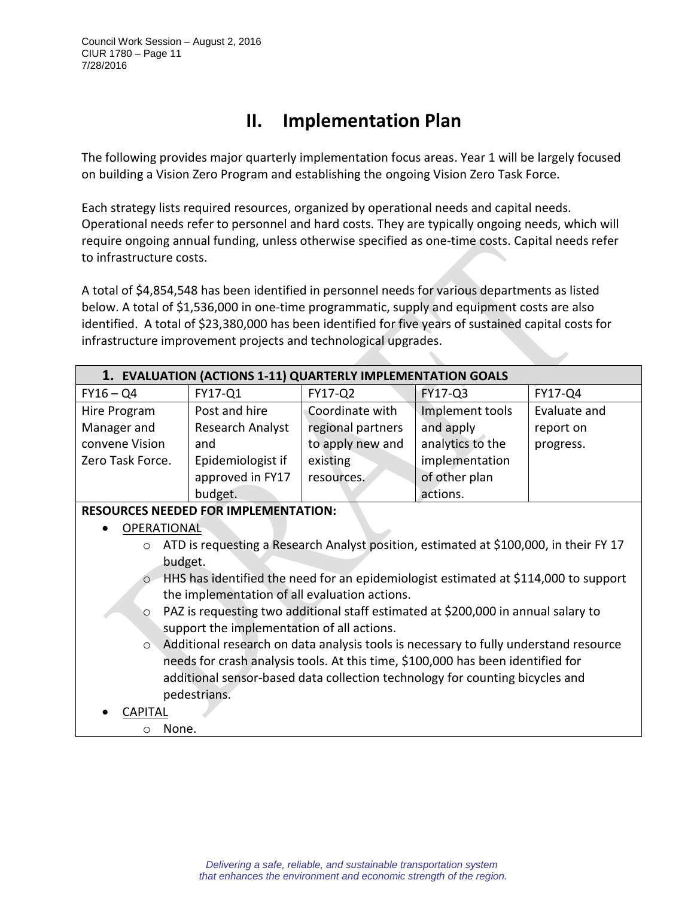# II. Implementation Plan

The following provides major quarterly implementation focus areas. Year 1 will be largely focused on building a Vision Zero Program and establishing the ongoing Vision Zero Task Force.

Each strategy lists required resources, organized by operational needs and capital needs. Operational needs refer to personnel and hard costs. They are typically ongoing needs, which will require ongoing annual funding, unless otherwise specified as one-time costs. Capital needs refer to infrastructure costs.

A total of $4,854,548 has been identified in personnel needs for various departments as listed below. A total of $1,536,000 in one-time programmatic, supply and equipment costs are also identified. A total of $23,380,000 has been identified for five years of sustained capital costs for infrastructure improvement projects and technological upgrades.

| **1. EVALUATION (ACTIONS 1-11) QUARTERLY IMPLEMENTATION GOALS** | | | | |
|---|---|---|---|---|
| FY16 – Q4 | FY17-Q1 | FY17-Q2 | FY17-Q3 | FY17-Q4 |
| Hire Program Manager and convene Vision Zero Task Force. | Post and hire Research Analyst and Epidemiologist if approved in FY17 budget. | Coordinate with regional partners to apply new and existing resources. | Implement tools and apply analytics to the implementation of other plan actions. | Evaluate and report on progress. |

**RESOURCES NEEDED FOR IMPLEMENTATION:**

- OPERATIONAL
  - ATD is requesting a Research Analyst position, estimated at $100,000, in their FY 17 budget.
  - HHS has identified the need for an epidemiologist estimated at $114,000 to support the implementation of all evaluation actions.
  - PAZ is requesting two additional staff estimated at $200,000 in annual salary to support the implementation of all actions.
  - Additional research on data analysis tools is necessary to fully understand resource needs for crash analysis tools. At this time, $100,000 has been identified for additional sensor-based data collection technology for counting bicycles and pedestrians.
- CAPITAL
  - None.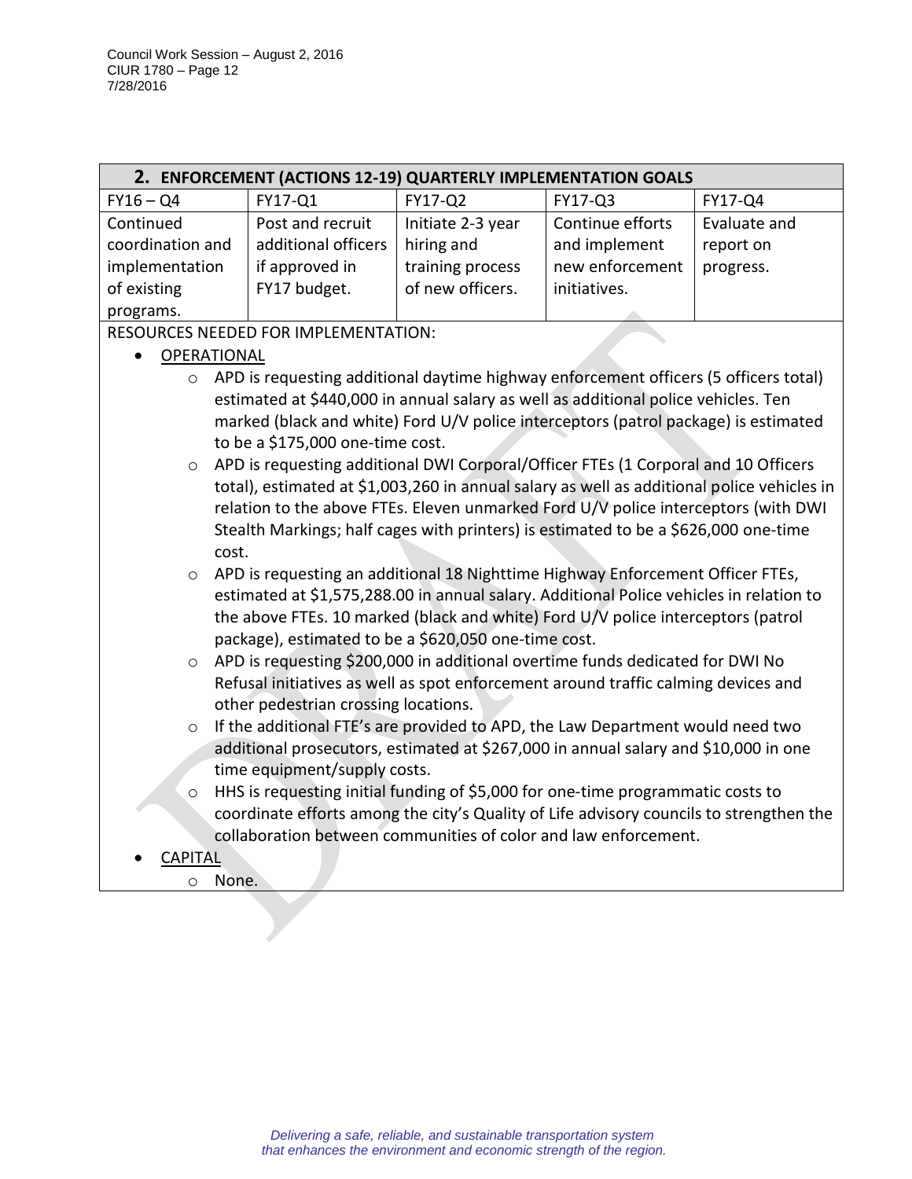| 2. ENFORCEMENT (ACTIONS 12-19) QUARTERLY IMPLEMENTATION GOALS | | | | |
|---|---|---|---|---|
| FY16 – Q4 | FY17-Q1 | FY17-Q2 | FY17-Q3 | FY17-Q4 |
| Continued coordination and implementation of existing programs. | Post and recruit additional officers if approved in FY17 budget. | Initiate 2-3 year hiring and training process of new officers. | Continue efforts and implement new enforcement initiatives. | Evaluate and report on progress. |

RESOURCES NEEDED FOR IMPLEMENTATION:

- OPERATIONAL
  - APD is requesting additional daytime highway enforcement officers (5 officers total) estimated at $440,000 in annual salary as well as additional police vehicles. Ten marked (black and white) Ford U/V police interceptors (patrol package) is estimated to be a $175,000 one-time cost.
  - APD is requesting additional DWI Corporal/Officer FTEs (1 Corporal and 10 Officers total), estimated at $1,003,260 in annual salary as well as additional police vehicles in relation to the above FTEs. Eleven unmarked Ford U/V police interceptors (with DWI Stealth Markings; half cages with printers) is estimated to be a $626,000 one-time cost.
  - APD is requesting an additional 18 Nighttime Highway Enforcement Officer FTEs, estimated at $1,575,288.00 in annual salary. Additional Police vehicles in relation to the above FTEs. 10 marked (black and white) Ford U/V police interceptors (patrol package), estimated to be a $620,050 one-time cost.
  - APD is requesting $200,000 in additional overtime funds dedicated for DWI No Refusal initiatives as well as spot enforcement around traffic calming devices and other pedestrian crossing locations.
  - If the additional FTE's are provided to APD, the Law Department would need two additional prosecutors, estimated at $267,000 in annual salary and $10,000 in one time equipment/supply costs.
  - HHS is requesting initial funding of $5,000 for one-time programmatic costs to coordinate efforts among the city's Quality of Life advisory councils to strengthen the collaboration between communities of color and law enforcement.
- CAPITAL
  - None.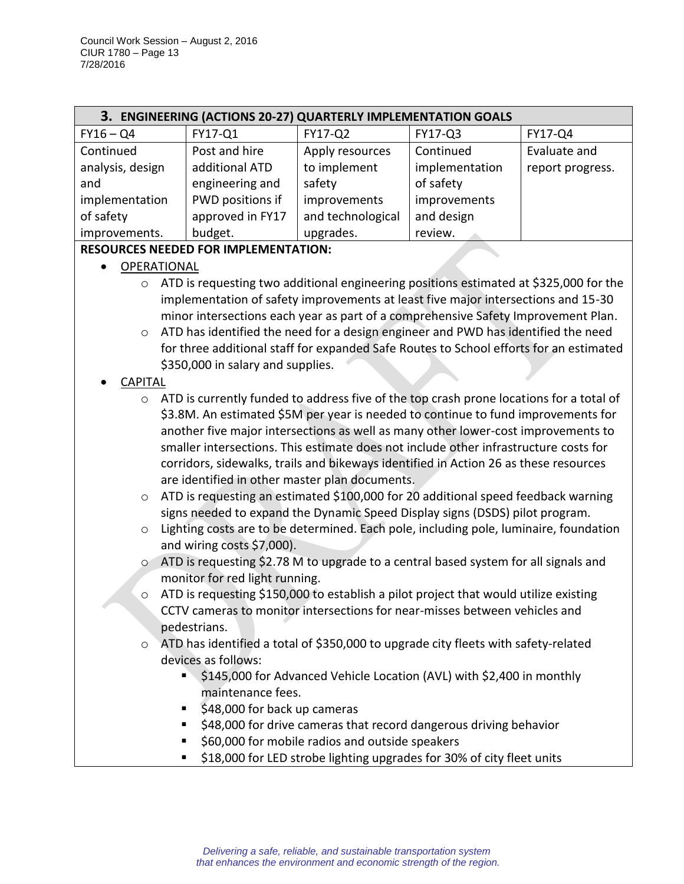| 3. ENGINEERING (ACTIONS 20-27) QUARTERLY IMPLEMENTATION GOALS | | | | |
|---|---|---|---|---|
| FY16 – Q4 | FY17-Q1 | FY17-Q2 | FY17-Q3 | FY17-Q4 |
| Continued analysis, design and implementation of safety improvements. | Post and hire additional ATD engineering and PWD positions if approved in FY17 budget. | Apply resources to implement safety improvements and technological upgrades. | Continued implementation of safety improvements and design review. | Evaluate and report progress. |

**RESOURCES NEEDED FOR IMPLEMENTATION:**

- OPERATIONAL
  - ATD is requesting two additional engineering positions estimated at $325,000 for the implementation of safety improvements at least five major intersections and 15-30 minor intersections each year as part of a comprehensive Safety Improvement Plan.
  - ATD has identified the need for a design engineer and PWD has identified the need for three additional staff for expanded Safe Routes to School efforts for an estimated $350,000 in salary and supplies.
- CAPITAL
  - ATD is currently funded to address five of the top crash prone locations for a total of $3.8M. An estimated $5M per year is needed to continue to fund improvements for another five major intersections as well as many other lower-cost improvements to smaller intersections. This estimate does not include other infrastructure costs for corridors, sidewalks, trails and bikeways identified in Action 26 as these resources are identified in other master plan documents.
  - ATD is requesting an estimated $100,000 for 20 additional speed feedback warning signs needed to expand the Dynamic Speed Display signs (DSDS) pilot program.
  - Lighting costs are to be determined. Each pole, including pole, luminaire, foundation and wiring costs $7,000).
  - ATD is requesting $2.78 M to upgrade to a central based system for all signals and monitor for red light running.
  - ATD is requesting $150,000 to establish a pilot project that would utilize existing CCTV cameras to monitor intersections for near-misses between vehicles and pedestrians.
  - ATD has identified a total of $350,000 to upgrade city fleets with safety-related devices as follows:
    - $145,000 for Advanced Vehicle Location (AVL) with $2,400 in monthly maintenance fees.
    - $48,000 for back up cameras
    - $48,000 for drive cameras that record dangerous driving behavior
    - $60,000 for mobile radios and outside speakers
    - $18,000 for LED strobe lighting upgrades for 30% of city fleet units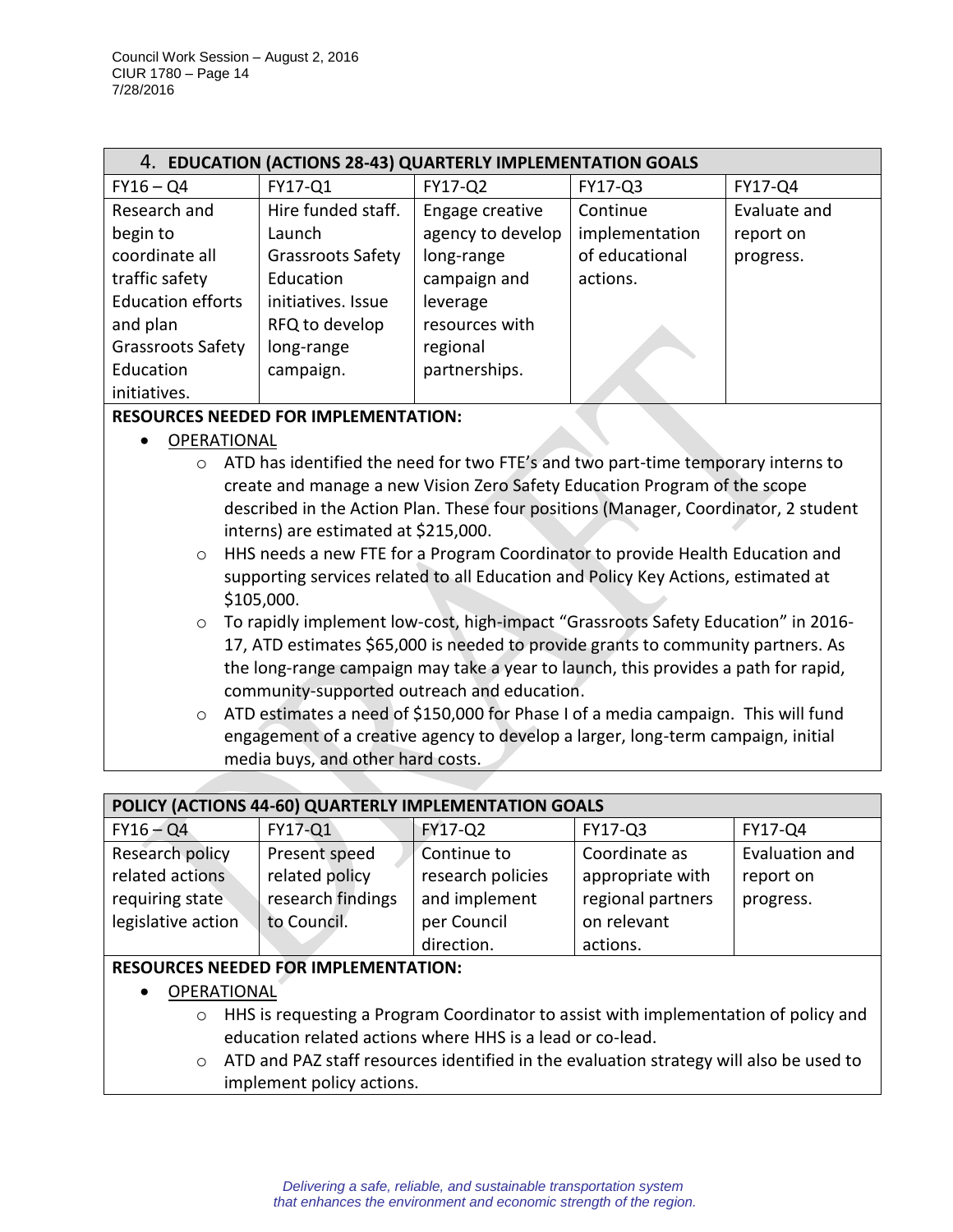| 4. EDUCATION (ACTIONS 28-43) QUARTERLY IMPLEMENTATION GOALS | | | | |
|---|---|---|---|---|
| FY16 – Q4 | FY17-Q1 | FY17-Q2 | FY17-Q3 | FY17-Q4 |
| Research and begin to coordinate all traffic safety Education efforts and plan Grassroots Safety Education initiatives. | Hire funded staff. Launch Grassroots Safety Education initiatives. Issue RFQ to develop long-range campaign. | Engage creative agency to develop long-range campaign and leverage resources with regional partnerships. | Continue implementation of educational actions. | Evaluate and report on progress. |

**RESOURCES NEEDED FOR IMPLEMENTATION:**

- OPERATIONAL
  - ATD has identified the need for two FTE's and two part-time temporary interns to create and manage a new Vision Zero Safety Education Program of the scope described in the Action Plan. These four positions (Manager, Coordinator, 2 student interns) are estimated at $215,000.
  - HHS needs a new FTE for a Program Coordinator to provide Health Education and supporting services related to all Education and Policy Key Actions, estimated at $105,000.
  - To rapidly implement low-cost, high-impact "Grassroots Safety Education" in 2016-17, ATD estimates $65,000 is needed to provide grants to community partners. As the long-range campaign may take a year to launch, this provides a path for rapid, community-supported outreach and education.
  - ATD estimates a need of $150,000 for Phase I of a media campaign. This will fund engagement of a creative agency to develop a larger, long-term campaign, initial media buys, and other hard costs.

| POLICY (ACTIONS 44-60) QUARTERLY IMPLEMENTATION GOALS | | | | |
|---|---|---|---|---|
| FY16 – Q4 | FY17-Q1 | FY17-Q2 | FY17-Q3 | FY17-Q4 |
| Research policy related actions requiring state legislative action | Present speed related policy research findings to Council. | Continue to research policies and implement per Council direction. | Coordinate as appropriate with regional partners on relevant actions. | Evaluation and report on progress. |

**RESOURCES NEEDED FOR IMPLEMENTATION:**

- OPERATIONAL
  - HHS is requesting a Program Coordinator to assist with implementation of policy and education related actions where HHS is a lead or co-lead.
  - ATD and PAZ staff resources identified in the evaluation strategy will also be used to implement policy actions.